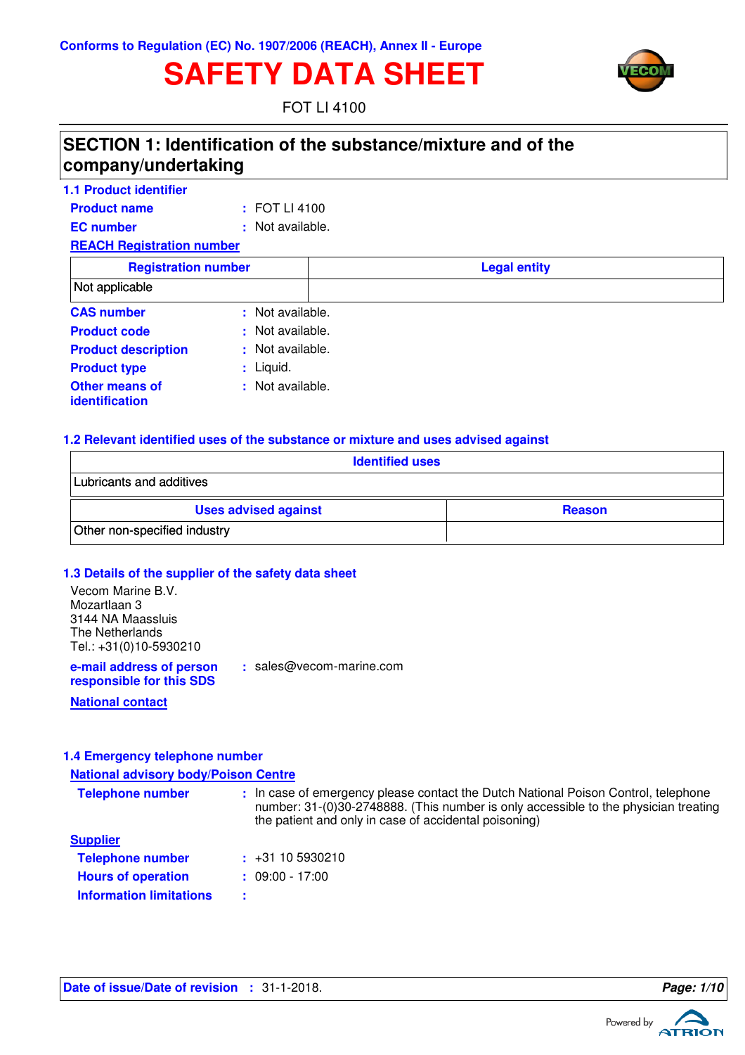Conforms to Regulation (EC) No. 1907/2006 (REACH), Annex II - Europe

# SAFETY DATA SHEET

FOT LI 4100

## SECTION 1: Identification of the substance/mixture and of the company/undertaking

### 1.1 Product identifier

**Product name** : FOT LI 4100

**EC number** : Not available.

**REACH Registration number**

| Registration number | Legal entity |
| --- | --- |
| Not applicable | |

**CAS number** : Not available.

**Product code** : Not available.

**Product description** : Not available.

**Product type** : Liquid.

**Other means of identification** : Not available.

### 1.2 Relevant identified uses of the substance or mixture and uses advised against

| Identified uses |
| --- |
| Lubricants and additives |

| Uses advised against | Reason |
| --- | --- |
| Other non-specified industry | |

### 1.3 Details of the supplier of the safety data sheet

Vecom Marine B.V.
Mozartlaan 3
3144 NA Maassluis
The Netherlands
Tel.: +31(0)10-5930210

**e-mail address of person responsible for this SDS** : sales@vecom-marine.com

**National contact**

### 1.4 Emergency telephone number

**National advisory body/Poison Centre**

**Telephone number** : In case of emergency please contact the Dutch National Poison Control, telephone number: 31-(0)30-2748888. (This number is only accessible to the physician treating the patient and only in case of accidental poisoning)

**Supplier**

**Telephone number** : +31 10 5930210

**Hours of operation** : 09:00 - 17:00

**Information limitations** :

**Date of issue/Date of revision** : 31-1-2018.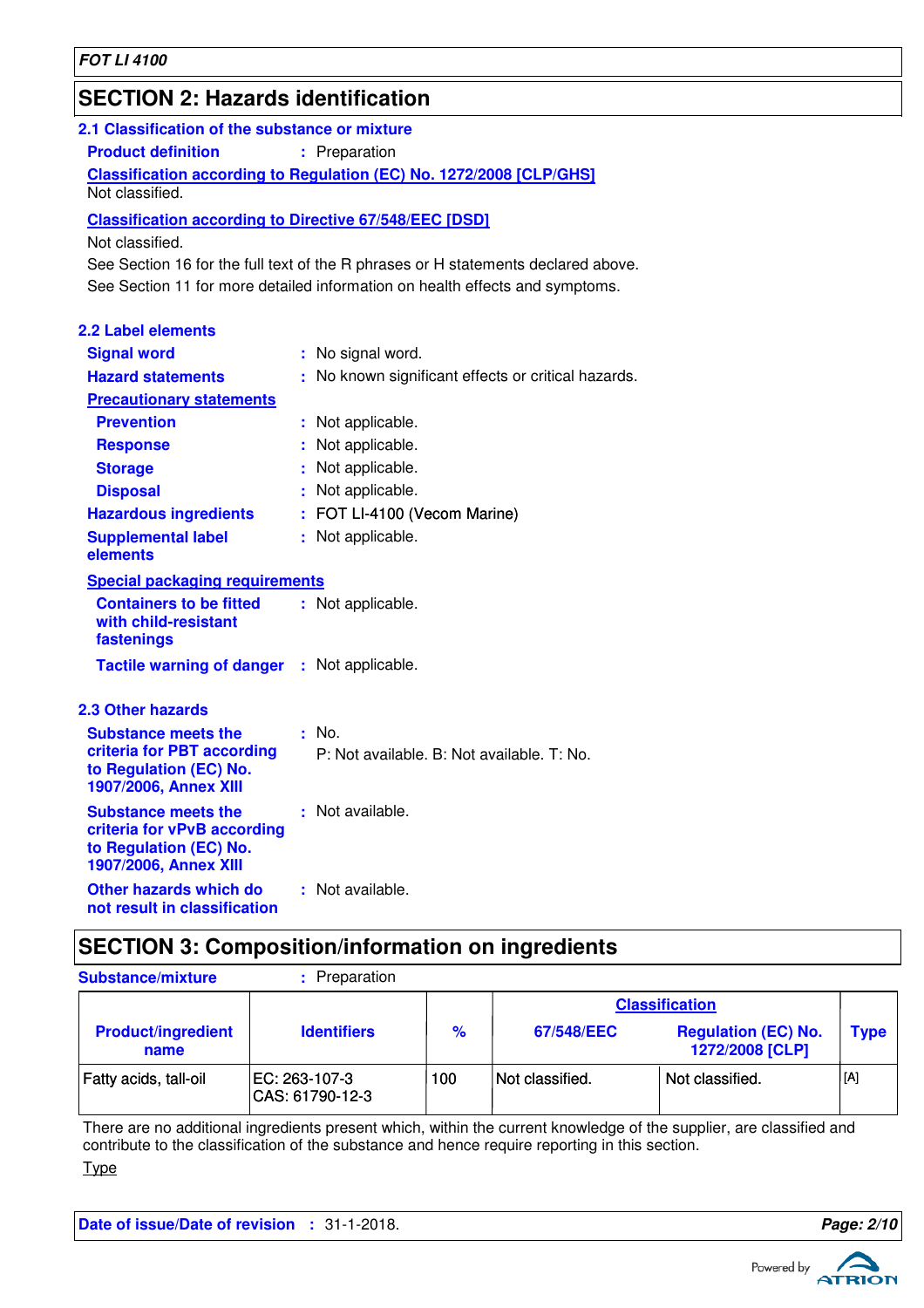## SECTION 2: Hazards identification

### 2.1 Classification of the substance or mixture

**Product definition** : Preparation

**Classification according to Regulation (EC) No. 1272/2008 [CLP/GHS]**

Not classified.

**Classification according to Directive 67/548/EEC [DSD]**

Not classified.

See Section 16 for the full text of the R phrases or H statements declared above.

See Section 11 for more detailed information on health effects and symptoms.

### 2.2 Label elements

**Signal word** : No signal word.

**Hazard statements** : No known significant effects or critical hazards.

**Precautionary statements**

**Prevention** : Not applicable.

**Response** : Not applicable.

**Storage** : Not applicable.

**Disposal** : Not applicable.

**Hazardous ingredients** : FOT LI-4100 (Vecom Marine)

**Supplemental label elements** : Not applicable.

**Special packaging requirements**

**Containers to be fitted with child-resistant fastenings** : Not applicable.

**Tactile warning of danger** : Not applicable.

### 2.3 Other hazards

**Substance meets the criteria for PBT according to Regulation (EC) No. 1907/2006, Annex XIII** : No.
P: Not available. B: Not available. T: No.

**Substance meets the criteria for vPvB according to Regulation (EC) No. 1907/2006, Annex XIII** : Not available.

**Other hazards which do not result in classification** : Not available.

## SECTION 3: Composition/information on ingredients

**Substance/mixture** : Preparation

| Product/ingredient name | Identifiers | % | Classification | | Type |
|---|---|---|---|---|---|
| | | | 67/548/EEC | Regulation (EC) No. 1272/2008 [CLP] | |
| Fatty acids, tall-oil | EC: 263-107-3<br>CAS: 61790-12-3 | 100 | Not classified. | Not classified. | [A] |

There are no additional ingredients present which, within the current knowledge of the supplier, are classified and contribute to the classification of the substance and hence require reporting in this section.

Type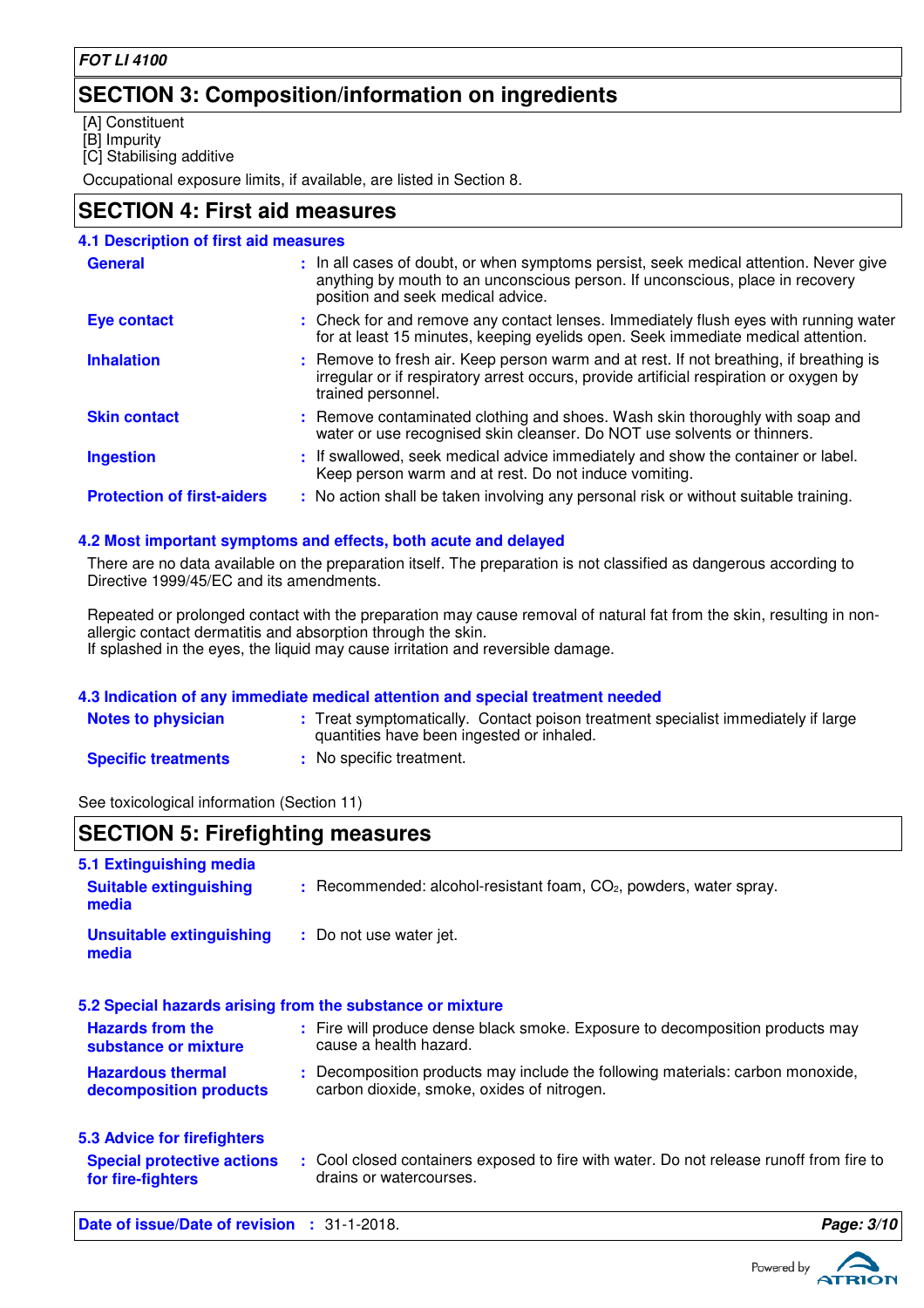## SECTION 3: Composition/information on ingredients

[A] Constituent
[B] Impurity
[C] Stabilising additive

Occupational exposure limits, if available, are listed in Section 8.

## SECTION 4: First aid measures

### 4.1 Description of first aid measures

**General** : In all cases of doubt, or when symptoms persist, seek medical attention. Never give anything by mouth to an unconscious person. If unconscious, place in recovery position and seek medical advice.

**Eye contact** : Check for and remove any contact lenses. Immediately flush eyes with running water for at least 15 minutes, keeping eyelids open. Seek immediate medical attention.

**Inhalation** : Remove to fresh air. Keep person warm and at rest. If not breathing, if breathing is irregular or if respiratory arrest occurs, provide artificial respiration or oxygen by trained personnel.

**Skin contact** : Remove contaminated clothing and shoes. Wash skin thoroughly with soap and water or use recognised skin cleanser. Do NOT use solvents or thinners.

**Ingestion** : If swallowed, seek medical advice immediately and show the container or label. Keep person warm and at rest. Do not induce vomiting.

**Protection of first-aiders** : No action shall be taken involving any personal risk or without suitable training.

### 4.2 Most important symptoms and effects, both acute and delayed

There are no data available on the preparation itself. The preparation is not classified as dangerous according to Directive 1999/45/EC and its amendments.

Repeated or prolonged contact with the preparation may cause removal of natural fat from the skin, resulting in non-allergic contact dermatitis and absorption through the skin.
If splashed in the eyes, the liquid may cause irritation and reversible damage.

### 4.3 Indication of any immediate medical attention and special treatment needed

**Notes to physician** : Treat symptomatically. Contact poison treatment specialist immediately if large quantities have been ingested or inhaled.

**Specific treatments** : No specific treatment.

See toxicological information (Section 11)

## SECTION 5: Firefighting measures

### 5.1 Extinguishing media

**Suitable extinguishing media** : Recommended: alcohol-resistant foam, $CO_2$, powders, water spray.

**Unsuitable extinguishing media** : Do not use water jet.

### 5.2 Special hazards arising from the substance or mixture

**Hazards from the substance or mixture** : Fire will produce dense black smoke. Exposure to decomposition products may cause a health hazard.

**Hazardous thermal decomposition products** : Decomposition products may include the following materials: carbon monoxide, carbon dioxide, smoke, oxides of nitrogen.

### 5.3 Advice for firefighters

**Special protective actions for fire-fighters** : Cool closed containers exposed to fire with water. Do not release runoff from fire to drains or watercourses.

**Date of issue/Date of revision** : 31-1-2018.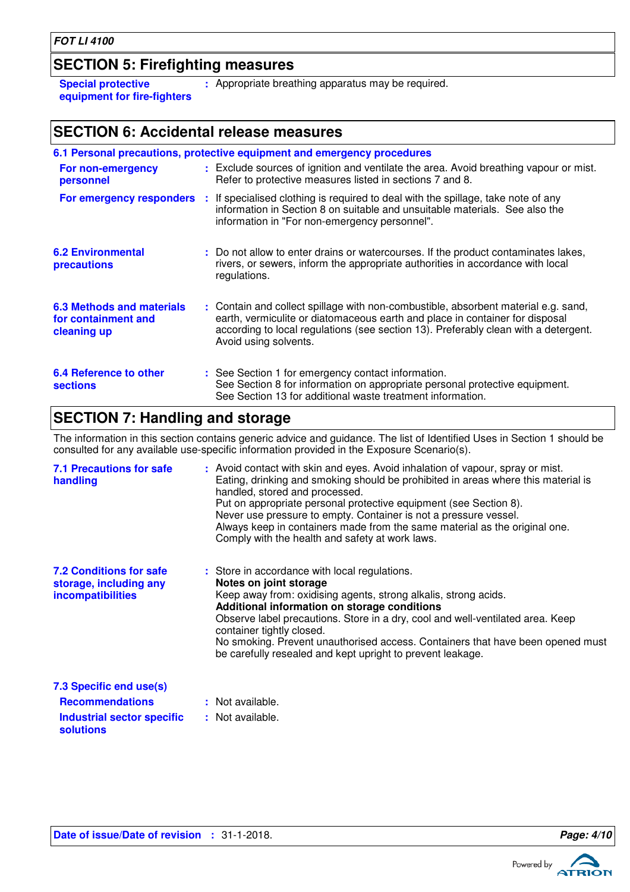## SECTION 5: Firefighting measures

**Special protective equipment for fire-fighters** : Appropriate breathing apparatus may be required.

## SECTION 6: Accidental release measures

### 6.1 Personal precautions, protective equipment and emergency procedures

**For non-emergency personnel** : Exclude sources of ignition and ventilate the area. Avoid breathing vapour or mist. Refer to protective measures listed in sections 7 and 8.

**For emergency responders** : If specialised clothing is required to deal with the spillage, take note of any information in Section 8 on suitable and unsuitable materials. See also the information in "For non-emergency personnel".

**6.2 Environmental precautions** : Do not allow to enter drains or watercourses. If the product contaminates lakes, rivers, or sewers, inform the appropriate authorities in accordance with local regulations.

**6.3 Methods and materials for containment and cleaning up** : Contain and collect spillage with non-combustible, absorbent material e.g. sand, earth, vermiculite or diatomaceous earth and place in container for disposal according to local regulations (see section 13). Preferably clean with a detergent. Avoid using solvents.

**6.4 Reference to other sections** : See Section 1 for emergency contact information.
See Section 8 for information on appropriate personal protective equipment.
See Section 13 for additional waste treatment information.

## SECTION 7: Handling and storage

The information in this section contains generic advice and guidance. The list of Identified Uses in Section 1 should be consulted for any available use-specific information provided in the Exposure Scenario(s).

**7.1 Precautions for safe handling** : Avoid contact with skin and eyes. Avoid inhalation of vapour, spray or mist.
Eating, drinking and smoking should be prohibited in areas where this material is handled, stored and processed.
Put on appropriate personal protective equipment (see Section 8).
Never use pressure to empty. Container is not a pressure vessel.
Always keep in containers made from the same material as the original one.
Comply with the health and safety at work laws.

**7.2 Conditions for safe storage, including any incompatibilities** : Store in accordance with local regulations.
**Notes on joint storage**
Keep away from: oxidising agents, strong alkalis, strong acids.
**Additional information on storage conditions**
Observe label precautions. Store in a dry, cool and well-ventilated area. Keep container tightly closed.
No smoking. Prevent unauthorised access. Containers that have been opened must be carefully resealed and kept upright to prevent leakage.

### 7.3 Specific end use(s)

**Recommendations** : Not available.

**Industrial sector specific solutions** : Not available.

**Date of issue/Date of revision** : 31-1-2018.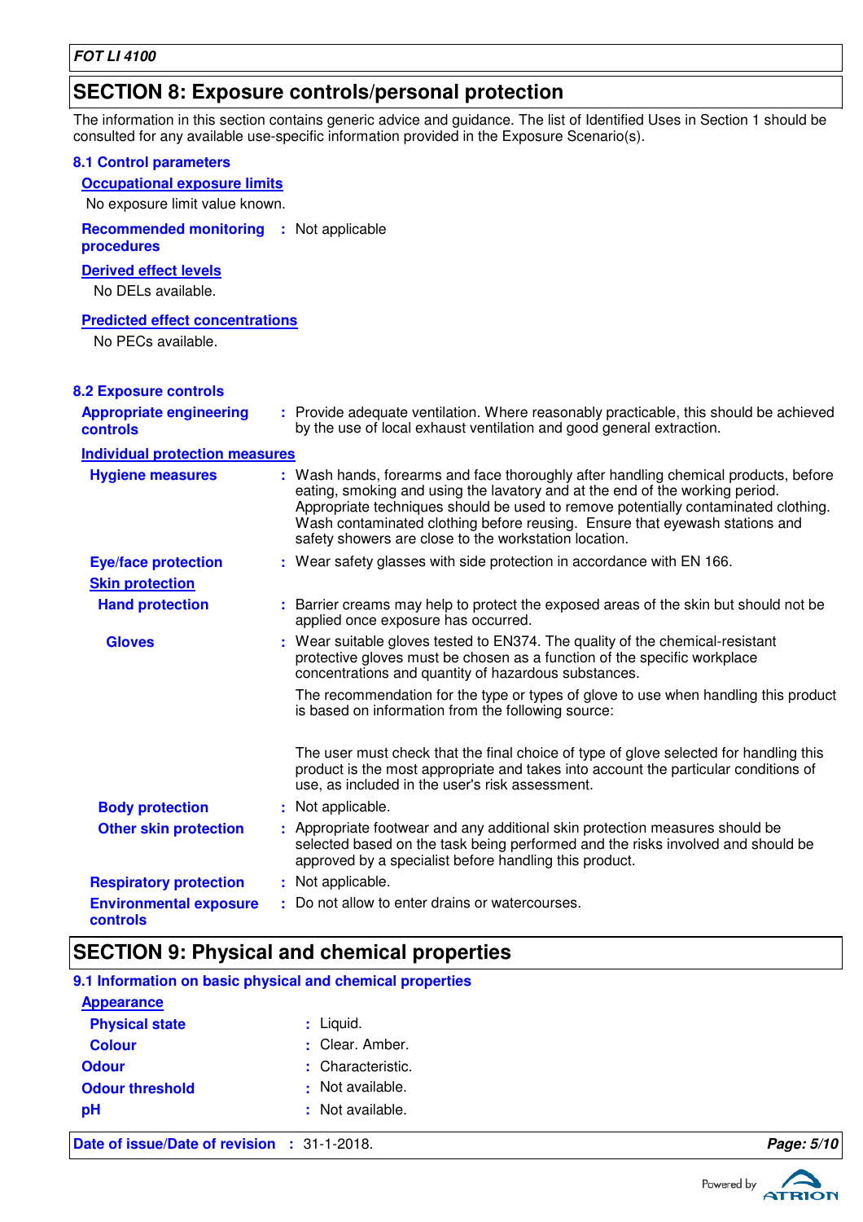## SECTION 8: Exposure controls/personal protection

The information in this section contains generic advice and guidance. The list of Identified Uses in Section 1 should be consulted for any available use-specific information provided in the Exposure Scenario(s).

### 8.1 Control parameters

**Occupational exposure limits**

No exposure limit value known.

**Recommended monitoring procedures** : Not applicable

**Derived effect levels**

No DELs available.

**Predicted effect concentrations**

No PECs available.

### 8.2 Exposure controls

**Appropriate engineering controls** : Provide adequate ventilation. Where reasonably practicable, this should be achieved by the use of local exhaust ventilation and good general extraction.

**Individual protection measures**

**Hygiene measures** : Wash hands, forearms and face thoroughly after handling chemical products, before eating, smoking and using the lavatory and at the end of the working period. Appropriate techniques should be used to remove potentially contaminated clothing. Wash contaminated clothing before reusing. Ensure that eyewash stations and safety showers are close to the workstation location.

**Eye/face protection** : Wear safety glasses with side protection in accordance with EN 166.

**Skin protection**

**Hand protection** : Barrier creams may help to protect the exposed areas of the skin but should not be applied once exposure has occurred.

**Gloves** : Wear suitable gloves tested to EN374. The quality of the chemical-resistant protective gloves must be chosen as a function of the specific workplace concentrations and quantity of hazardous substances.

The recommendation for the type or types of glove to use when handling this product is based on information from the following source:

The user must check that the final choice of type of glove selected for handling this product is the most appropriate and takes into account the particular conditions of use, as included in the user's risk assessment.

**Body protection** : Not applicable.

**Other skin protection** : Appropriate footwear and any additional skin protection measures should be selected based on the task being performed and the risks involved and should be approved by a specialist before handling this product.

**Respiratory protection** : Not applicable.

**Environmental exposure controls** : Do not allow to enter drains or watercourses.

## SECTION 9: Physical and chemical properties

### 9.1 Information on basic physical and chemical properties

**Appearance**

**Physical state** : Liquid.

**Colour** : Clear. Amber.

**Odour** : Characteristic.

**Odour threshold** : Not available.

**pH** : Not available.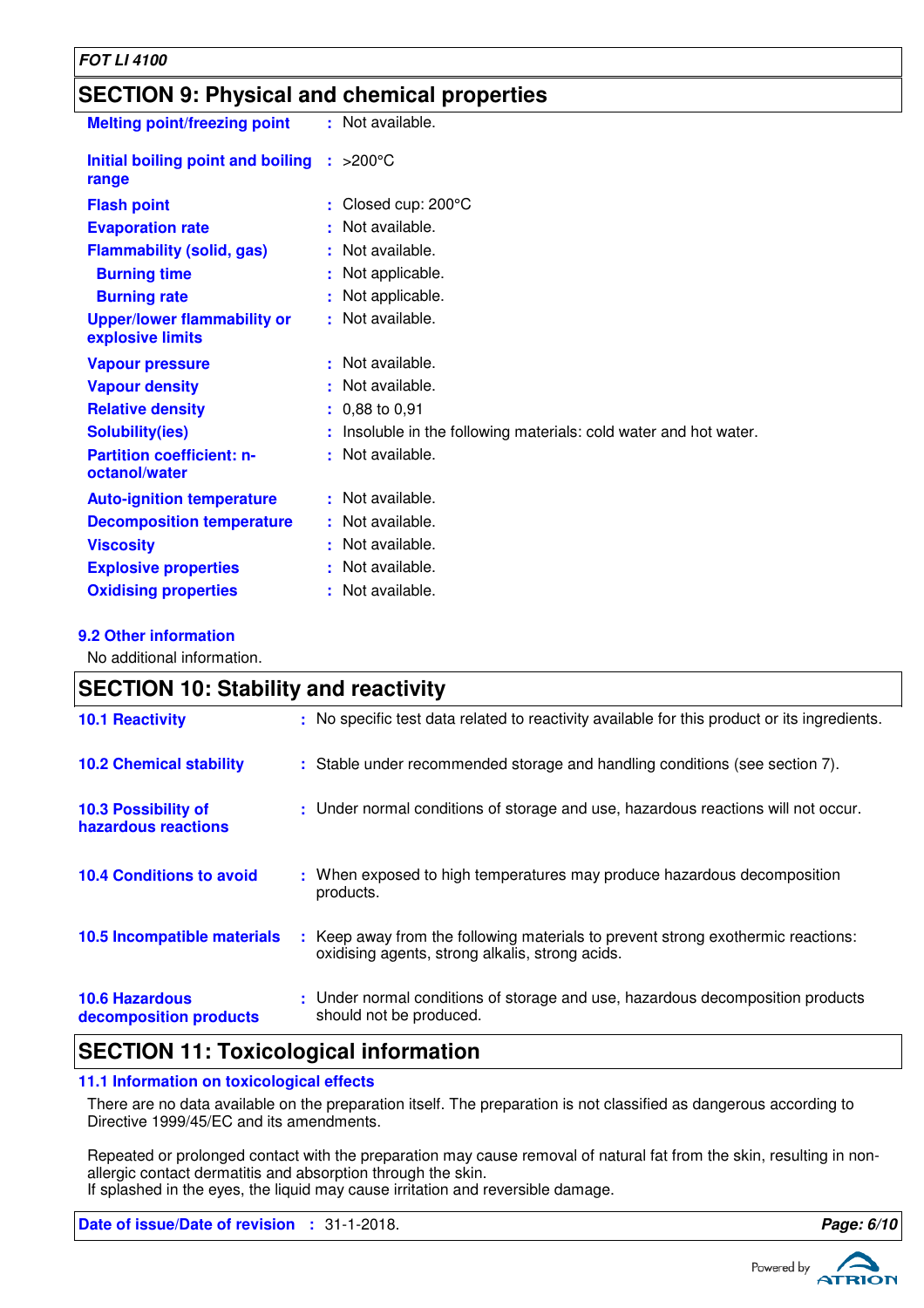## SECTION 9: Physical and chemical properties

| | |
|---|---|
| **Melting point/freezing point** | Not available. |
| **Initial boiling point and boiling range** | >200°C |
| **Flash point** | Closed cup: 200°C |
| **Evaporation rate** | Not available. |
| **Flammability (solid, gas)** | Not available. |
| **Burning time** | Not applicable. |
| **Burning rate** | Not applicable. |
| **Upper/lower flammability or explosive limits** | Not available. |
| **Vapour pressure** | Not available. |
| **Vapour density** | Not available. |
| **Relative density** | 0,88 to 0,91 |
| **Solubility(ies)** | Insoluble in the following materials: cold water and hot water. |
| **Partition coefficient: n-octanol/water** | Not available. |
| **Auto-ignition temperature** | Not available. |
| **Decomposition temperature** | Not available. |
| **Viscosity** | Not available. |
| **Explosive properties** | Not available. |
| **Oxidising properties** | Not available. |

### 9.2 Other information

No additional information.

## SECTION 10: Stability and reactivity

| | |
|---|---|
| **10.1 Reactivity** | No specific test data related to reactivity available for this product or its ingredients. |
| **10.2 Chemical stability** | Stable under recommended storage and handling conditions (see section 7). |
| **10.3 Possibility of hazardous reactions** | Under normal conditions of storage and use, hazardous reactions will not occur. |
| **10.4 Conditions to avoid** | When exposed to high temperatures may produce hazardous decomposition products. |
| **10.5 Incompatible materials** | Keep away from the following materials to prevent strong exothermic reactions: oxidising agents, strong alkalis, strong acids. |
| **10.6 Hazardous decomposition products** | Under normal conditions of storage and use, hazardous decomposition products should not be produced. |

## SECTION 11: Toxicological information

### 11.1 Information on toxicological effects

There are no data available on the preparation itself. The preparation is not classified as dangerous according to Directive 1999/45/EC and its amendments.

Repeated or prolonged contact with the preparation may cause removal of natural fat from the skin, resulting in non-allergic contact dermatitis and absorption through the skin.
If splashed in the eyes, the liquid may cause irritation and reversible damage.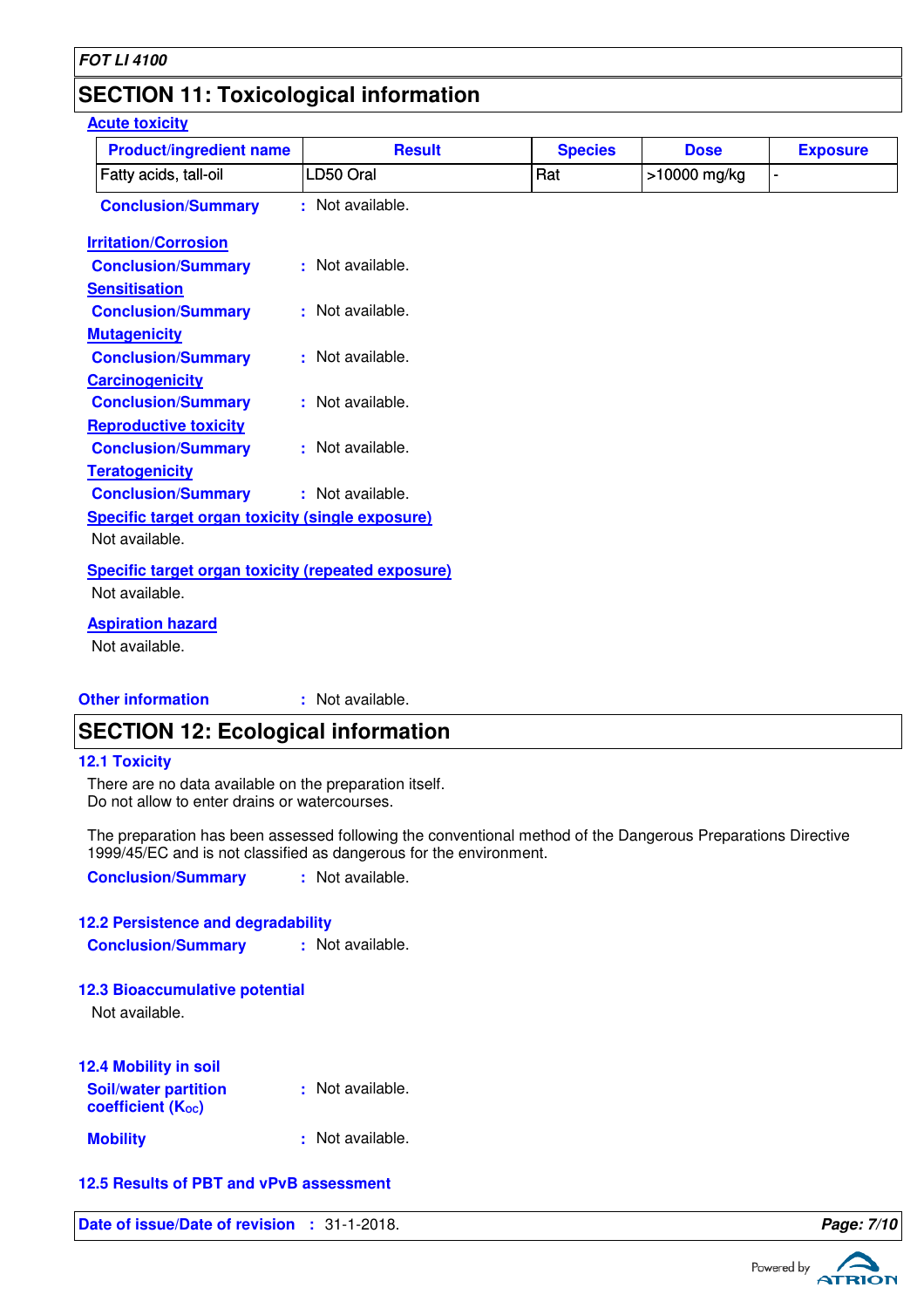## SECTION 11: Toxicological information

### Acute toxicity

| Product/ingredient name | Result | Species | Dose | Exposure |
|---|---|---|---|---|
| Fatty acids, tall-oil | LD50 Oral | Rat | >10000 mg/kg | - |

**Conclusion/Summary** : Not available.

### Irritation/Corrosion

**Conclusion/Summary** : Not available.

### Sensitisation

**Conclusion/Summary** : Not available.

### Mutagenicity

**Conclusion/Summary** : Not available.

### Carcinogenicity

**Conclusion/Summary** : Not available.

### Reproductive toxicity

**Conclusion/Summary** : Not available.

### Teratogenicity

**Conclusion/Summary** : Not available.

### Specific target organ toxicity (single exposure)

Not available.

### Specific target organ toxicity (repeated exposure)

Not available.

### Aspiration hazard

Not available.

**Other information** : Not available.

## SECTION 12: Ecological information

### 12.1 Toxicity

There are no data available on the preparation itself.
Do not allow to enter drains or watercourses.

The preparation has been assessed following the conventional method of the Dangerous Preparations Directive 1999/45/EC and is not classified as dangerous for the environment.

**Conclusion/Summary** : Not available.

### 12.2 Persistence and degradability

**Conclusion/Summary** : Not available.

### 12.3 Bioaccumulative potential

Not available.

### 12.4 Mobility in soil

**Soil/water partition coefficient ($K_{OC}$)** : Not available.

**Mobility** : Not available.

### 12.5 Results of PBT and vPvB assessment

**Date of issue/Date of revision** : 31-1-2018.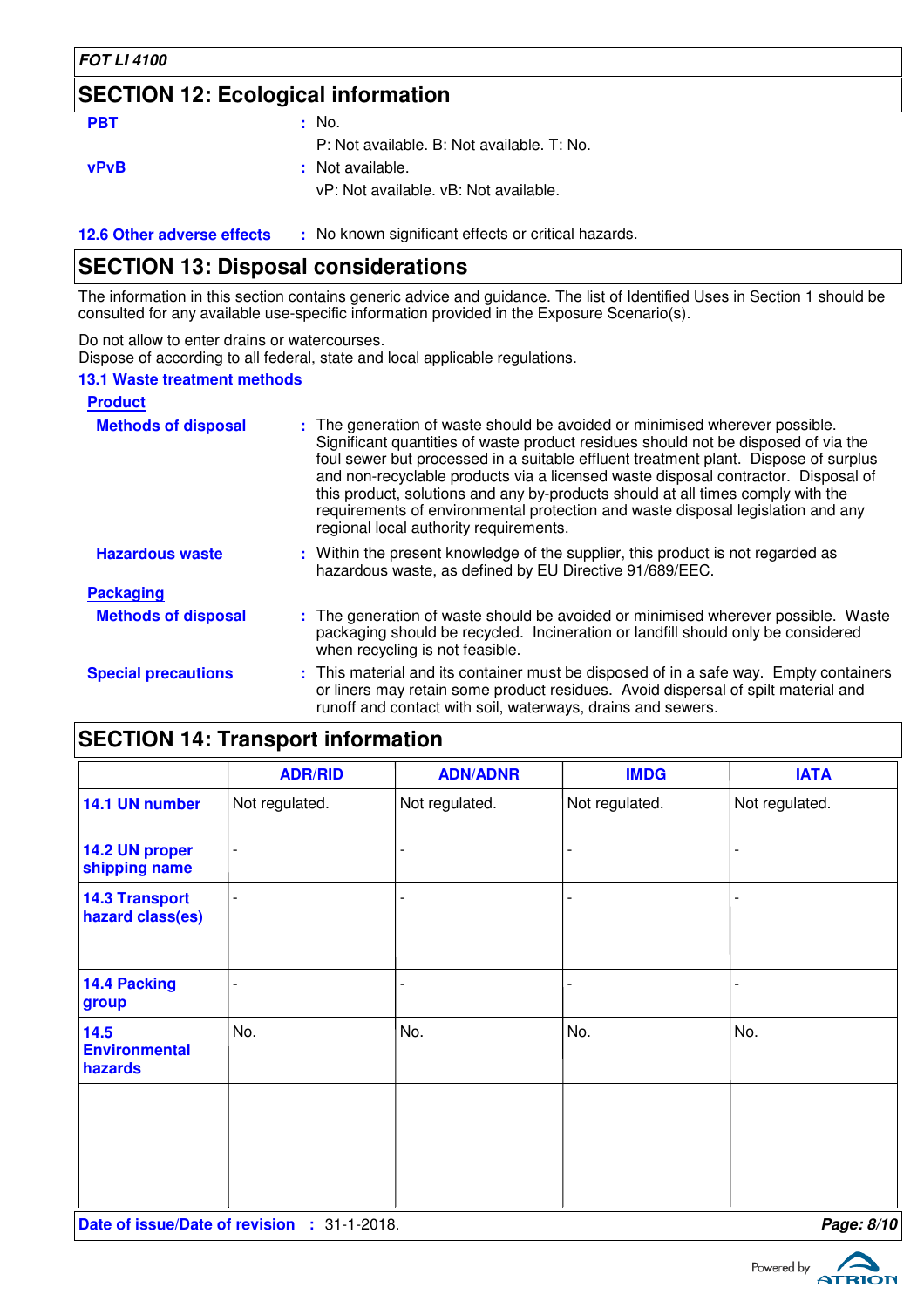## SECTION 12: Ecological information

**PBT** : No.
P: Not available. B: Not available. T: No.

**vPvB** : Not available.
vP: Not available. vB: Not available.

**12.6 Other adverse effects** : No known significant effects or critical hazards.

## SECTION 13: Disposal considerations

The information in this section contains generic advice and guidance. The list of Identified Uses in Section 1 should be consulted for any available use-specific information provided in the Exposure Scenario(s).

Do not allow to enter drains or watercourses.
Dispose of according to all federal, state and local applicable regulations.

### 13.1 Waste treatment methods

**Product**

**Methods of disposal** : The generation of waste should be avoided or minimised wherever possible. Significant quantities of waste product residues should not be disposed of via the foul sewer but processed in a suitable effluent treatment plant. Dispose of surplus and non-recyclable products via a licensed waste disposal contractor. Disposal of this product, solutions and any by-products should at all times comply with the requirements of environmental protection and waste disposal legislation and any regional local authority requirements.

**Hazardous waste** : Within the present knowledge of the supplier, this product is not regarded as hazardous waste, as defined by EU Directive 91/689/EEC.

**Packaging**

**Methods of disposal** : The generation of waste should be avoided or minimised wherever possible. Waste packaging should be recycled. Incineration or landfill should only be considered when recycling is not feasible.

**Special precautions** : This material and its container must be disposed of in a safe way. Empty containers or liners may retain some product residues. Avoid dispersal of spilt material and runoff and contact with soil, waterways, drains and sewers.

## SECTION 14: Transport information

| | ADR/RID | ADN/ADNR | IMDG | IATA |
|---|---|---|---|---|
| 14.1 UN number | Not regulated. | Not regulated. | Not regulated. | Not regulated. |
| 14.2 UN proper shipping name | - | - | - | - |
| 14.3 Transport hazard class(es) | - | - | - | - |
| 14.4 Packing group | - | - | - | - |
| 14.5 Environmental hazards | No. | No. | No. | No. |
| | | | | |

**Date of issue/Date of revision** : 31-1-2018.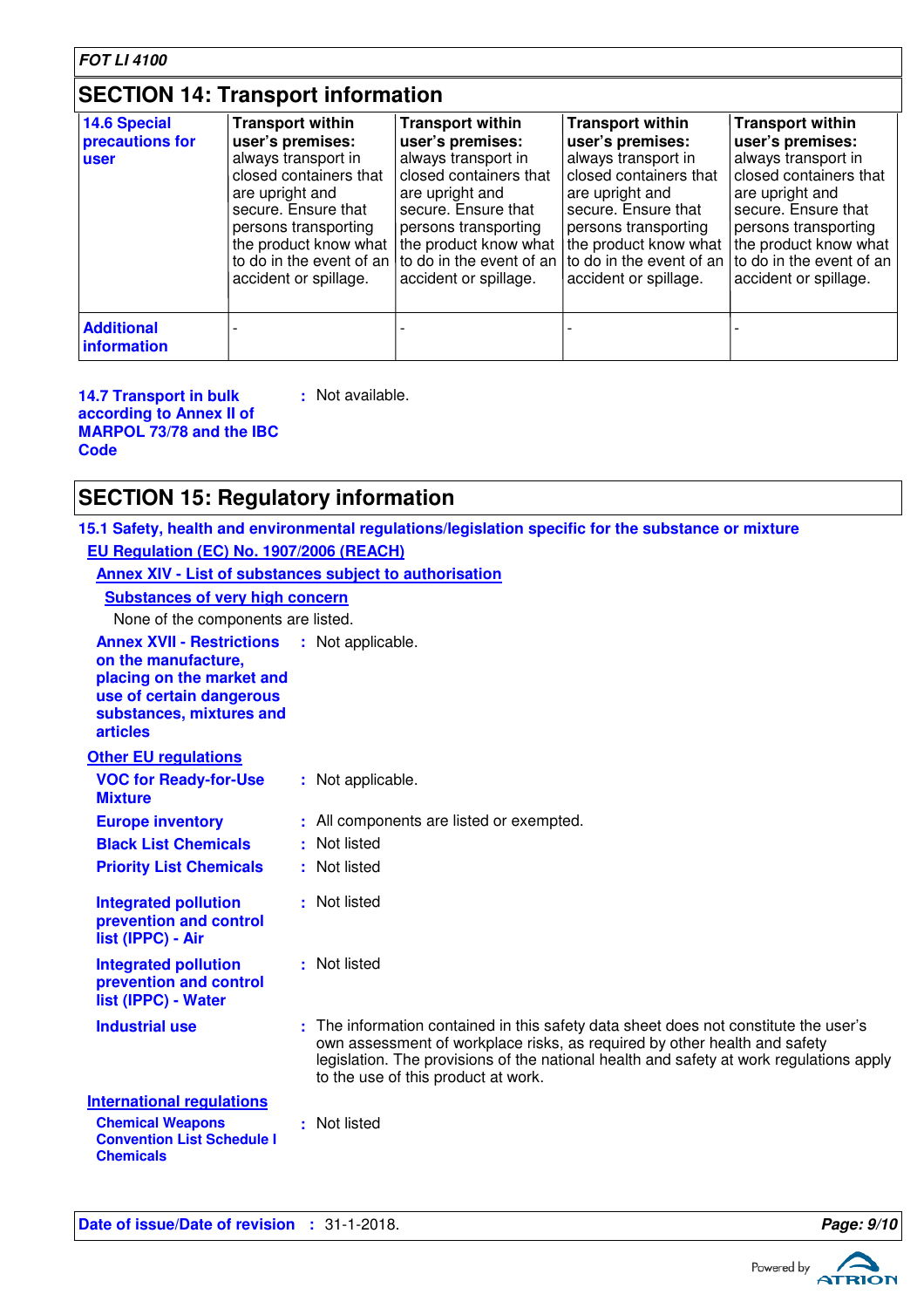## SECTION 14: Transport information

| | | | | |
|---|---|---|---|---|
| **14.6 Special precautions for user** | **Transport within user's premises:** always transport in closed containers that are upright and secure. Ensure that persons transporting the product know what to do in the event of an accident or spillage. | **Transport within user's premises:** always transport in closed containers that are upright and secure. Ensure that persons transporting the product know what to do in the event of an accident or spillage. | **Transport within user's premises:** always transport in closed containers that are upright and secure. Ensure that persons transporting the product know what to do in the event of an accident or spillage. | **Transport within user's premises:** always transport in closed containers that are upright and secure. Ensure that persons transporting the product know what to do in the event of an accident or spillage. |
| **Additional information** | - | - | - | - |

**14.7 Transport in bulk according to Annex II of MARPOL 73/78 and the IBC Code** : Not available.

## SECTION 15: Regulatory information

### 15.1 Safety, health and environmental regulations/legislation specific for the substance or mixture

**EU Regulation (EC) No. 1907/2006 (REACH)**

**Annex XIV - List of substances subject to authorisation**

**Substances of very high concern**

None of the components are listed.

**Annex XVII - Restrictions on the manufacture, placing on the market and use of certain dangerous substances, mixtures and articles** : Not applicable.

**Other EU regulations**

**VOC for Ready-for-Use Mixture** : Not applicable.

**Europe inventory** : All components are listed or exempted.

**Black List Chemicals** : Not listed

**Priority List Chemicals** : Not listed

**Integrated pollution prevention and control list (IPPC) - Air** : Not listed

**Integrated pollution prevention and control list (IPPC) - Water** : Not listed

**Industrial use** : The information contained in this safety data sheet does not constitute the user's own assessment of workplace risks, as required by other health and safety legislation. The provisions of the national health and safety at work regulations apply to the use of this product at work.

**International regulations**

**Chemical Weapons Convention List Schedule I Chemicals** : Not listed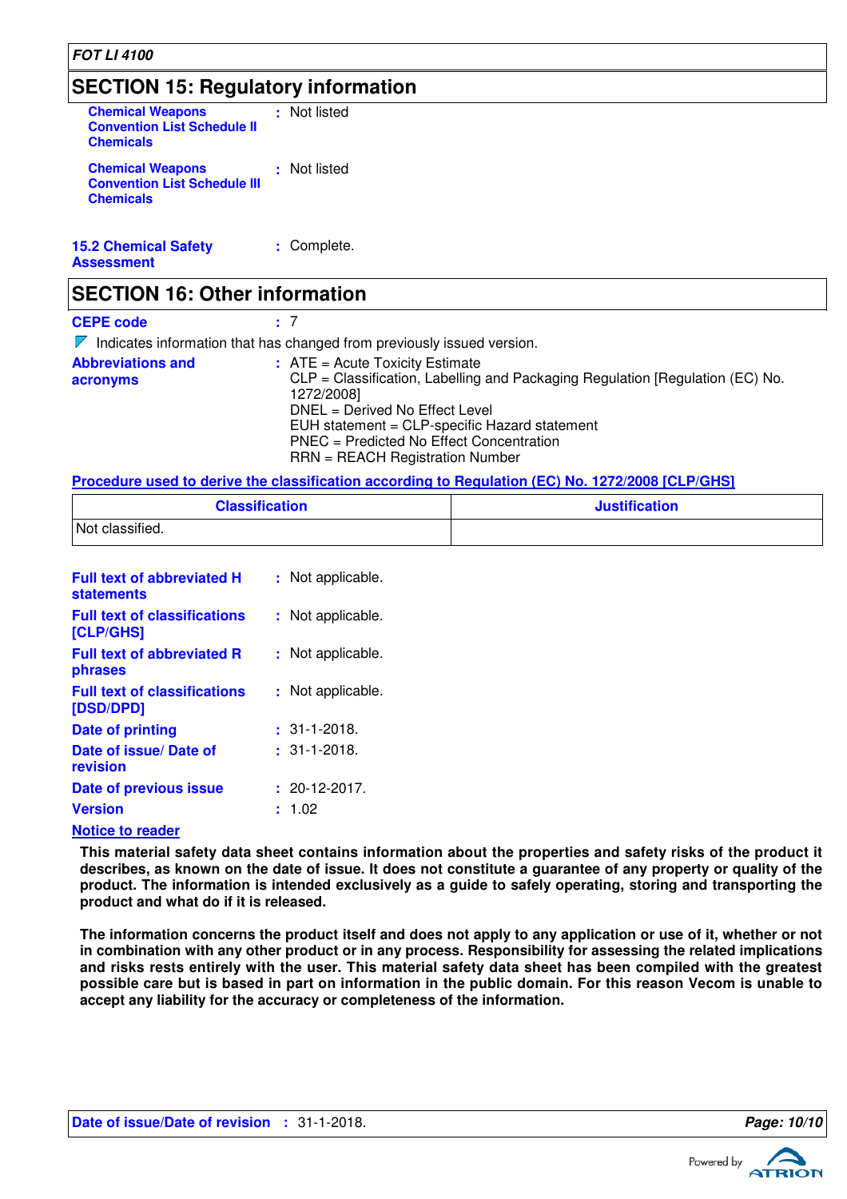## SECTION 15: Regulatory information

**Chemical Weapons Convention List Schedule II Chemicals** : Not listed

**Chemical Weapons Convention List Schedule III Chemicals** : Not listed

**15.2 Chemical Safety Assessment** : Complete.

## SECTION 16: Other information

**CEPE code** : 7

Indicates information that has changed from previously issued version.

**Abbreviations and acronyms** : ATE = Acute Toxicity Estimate
CLP = Classification, Labelling and Packaging Regulation [Regulation (EC) No. 1272/2008]
DNEL = Derived No Effect Level
EUH statement = CLP-specific Hazard statement
PNEC = Predicted No Effect Concentration
RRN = REACH Registration Number

**Procedure used to derive the classification according to Regulation (EC) No. 1272/2008 [CLP/GHS]**

| Classification | Justification |
|---|---|
| Not classified. | |

**Full text of abbreviated H statements** : Not applicable.

**Full text of classifications [CLP/GHS]** : Not applicable.

**Full text of abbreviated R phrases** : Not applicable.

**Full text of classifications [DSD/DPD]** : Not applicable.

**Date of printing** : 31-1-2018.

**Date of issue/ Date of revision** : 31-1-2018.

**Date of previous issue** : 20-12-2017.

**Version** : 1.02

**Notice to reader**

**This material safety data sheet contains information about the properties and safety risks of the product it describes, as known on the date of issue. It does not constitute a guarantee of any property or quality of the product. The information is intended exclusively as a guide to safely operating, storing and transporting the product and what do if it is released.**

**The information concerns the product itself and does not apply to any application or use of it, whether or not in combination with any other product or in any process. Responsibility for assessing the related implications and risks rests entirely with the user. This material safety data sheet has been compiled with the greatest possible care but is based in part on information in the public domain. For this reason Vecom is unable to accept any liability for the accuracy or completeness of the information.**